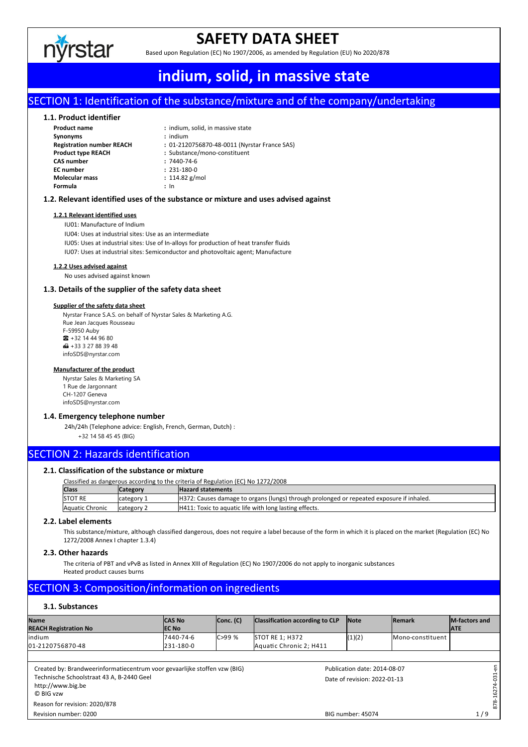# SAFETY DATA SHEET

Based upon Regulation (EC) No 1907/2006, as amended by Regulation (EU) No 2020/878

# indium, solid, in massive state

## SECTION 1: Identification of the substance/mixture and of the company/undertaking

### 1.1. Product identifier

| | |
|---|---|
| **Product name** | : indium, solid, in massive state |
| **Synonyms** | : indium |
| **Registration number REACH** | : 01-2120756870-48-0011 (Nyrstar France SAS) |
| **Product type REACH** | : Substance/mono-constituent |
| **CAS number** | : 7440-74-6 |
| **EC number** | : 231-180-0 |
| **Molecular mass** | : 114.82 g/mol |
| **Formula** | : In |

### 1.2. Relevant identified uses of the substance or mixture and uses advised against

**1.2.1 Relevant identified uses**

IU01: Manufacture of Indium

IU04: Uses at industrial sites: Use as an intermediate

IU05: Uses at industrial sites: Use of In-alloys for production of heat transfer fluids

IU07: Uses at industrial sites: Semiconductor and photovoltaic agent; Manufacture

**1.2.2 Uses advised against**

No uses advised against known

### 1.3. Details of the supplier of the safety data sheet

**Supplier of the safety data sheet**

Nyrstar France S.A.S. on behalf of Nyrstar Sales & Marketing A.G.
Rue Jean Jacques Rousseau
F-59950 Auby
☎ +32 14 44 96 80
📠 +33 3 27 88 39 48
infoSDS@nyrstar.com

**Manufacturer of the product**

Nyrstar Sales & Marketing SA
1 Rue de Jargonnant
CH-1207 Geneva
infoSDS@nyrstar.com

### 1.4. Emergency telephone number

24h/24h (Telephone advice: English, French, German, Dutch) :
+32 14 58 45 45 (BIG)

## SECTION 2: Hazards identification

### 2.1. Classification of the substance or mixture

Classified as dangerous according to the criteria of Regulation (EC) No 1272/2008

| Class | Category | Hazard statements |
|---|---|---|
| STOT RE | category 1 | H372: Causes damage to organs (lungs) through prolonged or repeated exposure if inhaled. |
| Aquatic Chronic | category 2 | H411: Toxic to aquatic life with long lasting effects. |

### 2.2. Label elements

This substance/mixture, although classified dangerous, does not require a label because of the form in which it is placed on the market (Regulation (EC) No 1272/2008 Annex I chapter 1.3.4)

### 2.3. Other hazards

The criteria of PBT and vPvB as listed in Annex XIII of Regulation (EC) No 1907/2006 do not apply to inorganic substances
Heated product causes burns

## SECTION 3: Composition/information on ingredients

### 3.1. Substances

| Name<br>REACH Registration No | CAS No<br>EC No | Conc. (C) | Classification according to CLP | Note | Remark | M-factors and ATE |
|---|---|---|---|---|---|---|
| indium<br>01-2120756870-48 | 7440-74-6<br>231-180-0 | C>99 % | STOT RE 1; H372<br>Aquatic Chronic 2; H411 | (1)(2) | Mono-constituent | |

Created by: Brandweerinformatiecentrum voor gevaarlijke stoffen vzw (BIG)
Technische Schoolstraat 43 A, B-2440 Geel
http://www.big.be
© BIG vzw

Reason for revision: 2020/878

Revision number: 0200

Publication date: 2014-08-07

Date of revision: 2022-01-13

BIG number: 45074

878-16274-031-en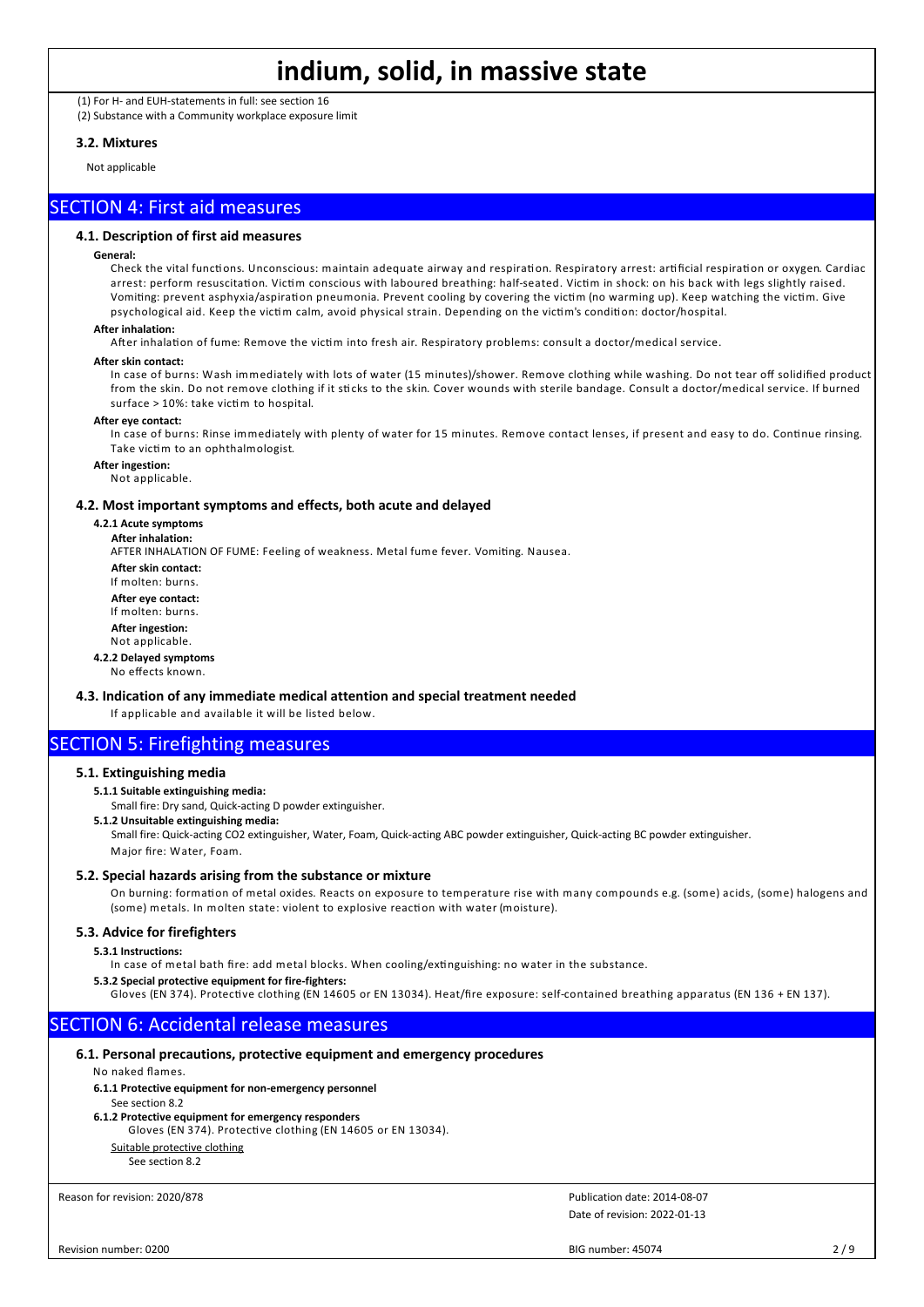(1) For H- and EUH-statements in full: see section 16

(2) Substance with a Community workplace exposure limit

### 3.2. Mixtures

Not applicable

## SECTION 4: First aid measures

### 4.1. Description of first aid measures

**General:**

Check the vital functions. Unconscious: maintain adequate airway and respiration. Respiratory arrest: artificial respiration or oxygen. Cardiac arrest: perform resuscitation. Victim conscious with laboured breathing: half-seated. Victim in shock: on his back with legs slightly raised. Vomiting: prevent asphyxia/aspiration pneumonia. Prevent cooling by covering the victim (no warming up). Keep watching the victim. Give psychological aid. Keep the victim calm, avoid physical strain. Depending on the victim's condition: doctor/hospital.

**After inhalation:**

After inhalation of fume: Remove the victim into fresh air. Respiratory problems: consult a doctor/medical service.

**After skin contact:**

In case of burns: Wash immediately with lots of water (15 minutes)/shower. Remove clothing while washing. Do not tear off solidified product from the skin. Do not remove clothing if it sticks to the skin. Cover wounds with sterile bandage. Consult a doctor/medical service. If burned surface > 10%: take victim to hospital.

**After eye contact:**

In case of burns: Rinse immediately with plenty of water for 15 minutes. Remove contact lenses, if present and easy to do. Continue rinsing. Take victim to an ophthalmologist.

**After ingestion:**

Not applicable.

### 4.2. Most important symptoms and effects, both acute and delayed

**4.2.1 Acute symptoms**

**After inhalation:**

AFTER INHALATION OF FUME: Feeling of weakness. Metal fume fever. Vomiting. Nausea.

**After skin contact:**

If molten: burns.

**After eye contact:**

If molten: burns.

**After ingestion:**

Not applicable.

**4.2.2 Delayed symptoms**

No effects known.

### 4.3. Indication of any immediate medical attention and special treatment needed

If applicable and available it will be listed below.

## SECTION 5: Firefighting measures

### 5.1. Extinguishing media

**5.1.1 Suitable extinguishing media:**

Small fire: Dry sand, Quick-acting D powder extinguisher.

**5.1.2 Unsuitable extinguishing media:**

Small fire: Quick-acting CO2 extinguisher, Water, Foam, Quick-acting ABC powder extinguisher, Quick-acting BC powder extinguisher.

Major fire: Water, Foam.

### 5.2. Special hazards arising from the substance or mixture

On burning: formation of metal oxides. Reacts on exposure to temperature rise with many compounds e.g. (some) acids, (some) halogens and (some) metals. In molten state: violent to explosive reaction with water (moisture).

### 5.3. Advice for firefighters

**5.3.1 Instructions:**

In case of metal bath fire: add metal blocks. When cooling/extinguishing: no water in the substance.

**5.3.2 Special protective equipment for fire-fighters:**

Gloves (EN 374). Protective clothing (EN 14605 or EN 13034). Heat/fire exposure: self-contained breathing apparatus (EN 136 + EN 137).

## SECTION 6: Accidental release measures

### 6.1. Personal precautions, protective equipment and emergency procedures

No naked flames.

**6.1.1 Protective equipment for non-emergency personnel**

See section 8.2

**6.1.2 Protective equipment for emergency responders**

Gloves (EN 374). Protective clothing (EN 14605 or EN 13034).

Suitable protective clothing

See section 8.2

Reason for revision: 2020/878

Publication date: 2014-08-07

Date of revision: 2022-01-13

Revision number: 0200

BIG number: 45074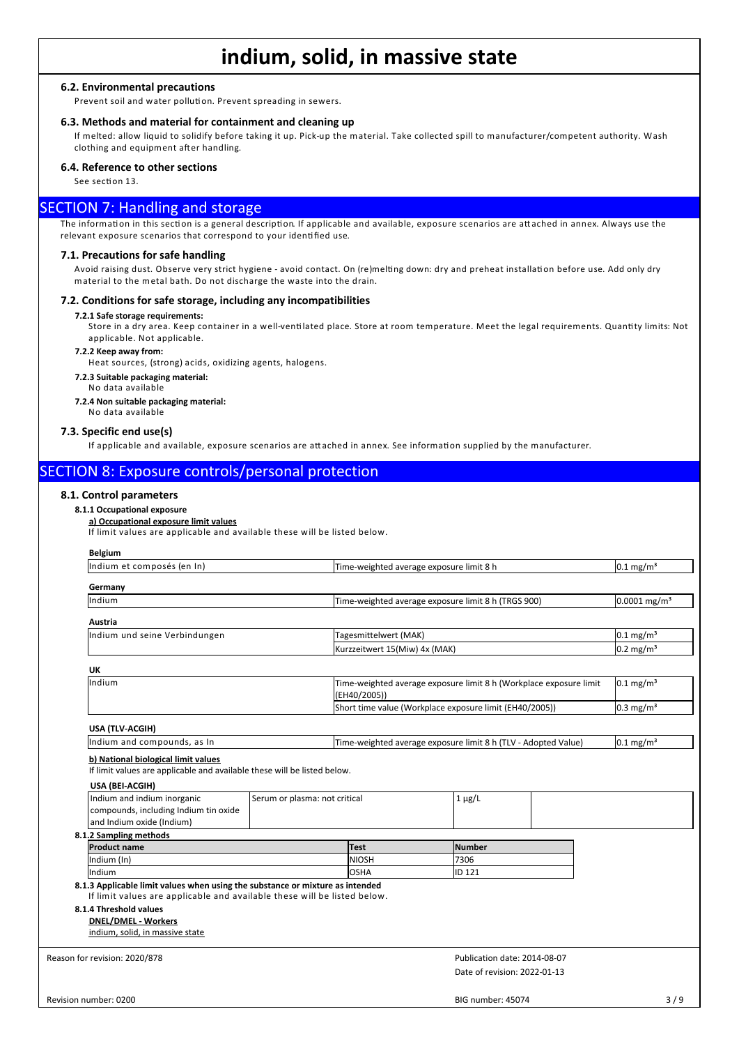### 6.2. Environmental precautions

Prevent soil and water pollution. Prevent spreading in sewers.

### 6.3. Methods and material for containment and cleaning up

If melted: allow liquid to solidify before taking it up. Pick-up the material. Take collected spill to manufacturer/competent authority. Wash clothing and equipment after handling.

### 6.4. Reference to other sections

See section 13.

## SECTION 7: Handling and storage

The information in this section is a general description. If applicable and available, exposure scenarios are attached in annex. Always use the relevant exposure scenarios that correspond to your identified use.

### 7.1. Precautions for safe handling

Avoid raising dust. Observe very strict hygiene - avoid contact. On (re)melting down: dry and preheat installation before use. Add only dry material to the metal bath. Do not discharge the waste into the drain.

### 7.2. Conditions for safe storage, including any incompatibilities

**7.2.1 Safe storage requirements:**

Store in a dry area. Keep container in a well-ventilated place. Store at room temperature. Meet the legal requirements. Quantity limits: Not applicable. Not applicable.

**7.2.2 Keep away from:**

Heat sources, (strong) acids, oxidizing agents, halogens.

**7.2.3 Suitable packaging material:**

No data available

**7.2.4 Non suitable packaging material:**

No data available

### 7.3. Specific end use(s)

If applicable and available, exposure scenarios are attached in annex. See information supplied by the manufacturer.

## SECTION 8: Exposure controls/personal protection

### 8.1. Control parameters

**8.1.1 Occupational exposure**

**a) Occupational exposure limit values**

If limit values are applicable and available these will be listed below.

**Belgium**

| | | |
|---|---|---|
| Indium et composés (en In) | Time-weighted average exposure limit 8 h | 0.1 mg/m³ |

**Germany**

| | | |
|---|---|---|
| Indium | Time-weighted average exposure limit 8 h (TRGS 900) | 0.0001 mg/m³ |

**Austria**

| | | |
|---|---|---|
| Indium und seine Verbindungen | Tagesmittelwert (MAK) | 0.1 mg/m³ |
| | Kurzzeitwert 15(Miw) 4x (MAK) | 0.2 mg/m³ |

**UK**

| | | |
|---|---|---|
| Indium | Time-weighted average exposure limit 8 h (Workplace exposure limit (EH40/2005)) | 0.1 mg/m³ |
| | Short time value (Workplace exposure limit (EH40/2005)) | 0.3 mg/m³ |

**USA (TLV-ACGIH)**

| | | |
|---|---|---|
| Indium and compounds, as In | Time-weighted average exposure limit 8 h (TLV - Adopted Value) | 0.1 mg/m³ |

**b) National biological limit values**

If limit values are applicable and available these will be listed below.

**USA (BEI-ACGIH)**

| | | | |
|---|---|---|---|
| Indium and indium inorganic compounds, including Indium tin oxide and Indium oxide (Indium) | Serum or plasma: not critical | 1 µg/L | |

**8.1.2 Sampling methods**

| Product name | Test | Number |
|---|---|---|
| Indium (In) | NIOSH | 7306 |
| Indium | OSHA | ID 121 |

**8.1.3 Applicable limit values when using the substance or mixture as intended**

If limit values are applicable and available these will be listed below.

**8.1.4 Threshold values**

**DNEL/DMEL - Workers**

indium, solid, in massive state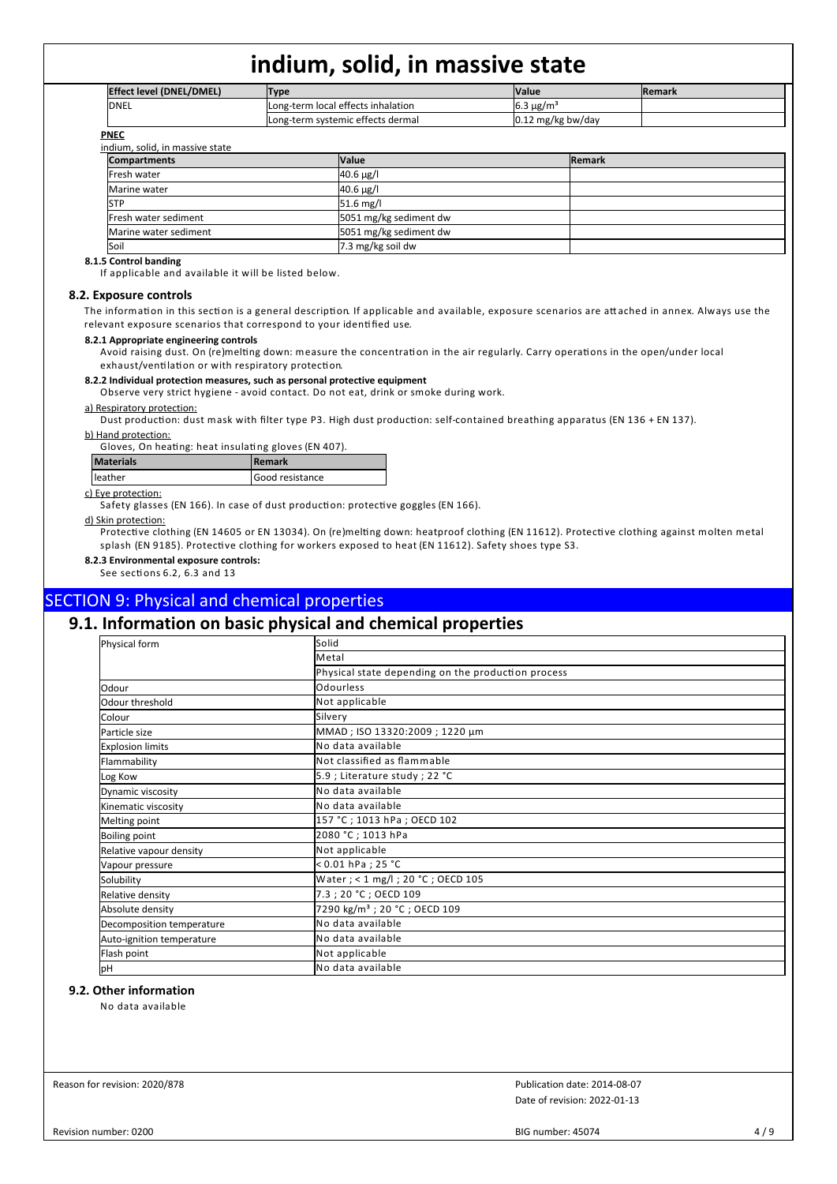| Effect level (DNEL/DMEL) | Type | Value | Remark |
|---|---|---|---|
| DNEL | Long-term local effects inhalation | 6.3 µg/m³ | |
| | Long-term systemic effects dermal | 0.12 mg/kg bw/day | |

**PNEC**

indium, solid, in massive state

| Compartments | Value | Remark |
|---|---|---|
| Fresh water | 40.6 µg/l | |
| Marine water | 40.6 µg/l | |
| STP | 51.6 mg/l | |
| Fresh water sediment | 5051 mg/kg sediment dw | |
| Marine water sediment | 5051 mg/kg sediment dw | |
| Soil | 7.3 mg/kg soil dw | |

**8.1.5 Control banding**

If applicable and available it will be listed below.

### 8.2. Exposure controls

The information in this section is a general description. If applicable and available, exposure scenarios are attached in annex. Always use the relevant exposure scenarios that correspond to your identified use.

**8.2.1 Appropriate engineering controls**

Avoid raising dust. On (re)melting down: measure the concentration in the air regularly. Carry operations in the open/under local exhaust/ventilation or with respiratory protection.

**8.2.2 Individual protection measures, such as personal protective equipment**

Observe very strict hygiene - avoid contact. Do not eat, drink or smoke during work.

a) Respiratory protection:

Dust production: dust mask with filter type P3. High dust production: self-contained breathing apparatus (EN 136 + EN 137).

b) Hand protection:

Gloves, On heating: heat insulating gloves (EN 407).

| Materials | Remark |
|---|---|
| leather | Good resistance |

c) Eye protection:

Safety glasses (EN 166). In case of dust production: protective goggles (EN 166).

d) Skin protection:

Protective clothing (EN 14605 or EN 13034). On (re)melting down: heatproof clothing (EN 11612). Protective clothing against molten metal splash (EN 9185). Protective clothing for workers exposed to heat (EN 11612). Safety shoes type S3.

**8.2.3 Environmental exposure controls:**

See sections 6.2, 6.3 and 13

# SECTION 9: Physical and chemical properties

## 9.1. Information on basic physical and chemical properties

| Physical form | Solid |
|---|---|
| | Metal |
| | Physical state depending on the production process |
| Odour | Odourless |
| Odour threshold | Not applicable |
| Colour | Silvery |
| Particle size | MMAD ; ISO 13320:2009 ; 1220 µm |
| Explosion limits | No data available |
| Flammability | Not classified as flammable |
| Log Kow | 5.9 ; Literature study ; 22 °C |
| Dynamic viscosity | No data available |
| Kinematic viscosity | No data available |
| Melting point | 157 °C ; 1013 hPa ; OECD 102 |
| Boiling point | 2080 °C ; 1013 hPa |
| Relative vapour density | Not applicable |
| Vapour pressure | < 0.01 hPa ; 25 °C |
| Solubility | Water ; < 1 mg/l ; 20 °C ; OECD 105 |
| Relative density | 7.3 ; 20 °C ; OECD 109 |
| Absolute density | 7290 kg/m³ ; 20 °C ; OECD 109 |
| Decomposition temperature | No data available |
| Auto-ignition temperature | No data available |
| Flash point | Not applicable |
| pH | No data available |

## 9.2. Other information

No data available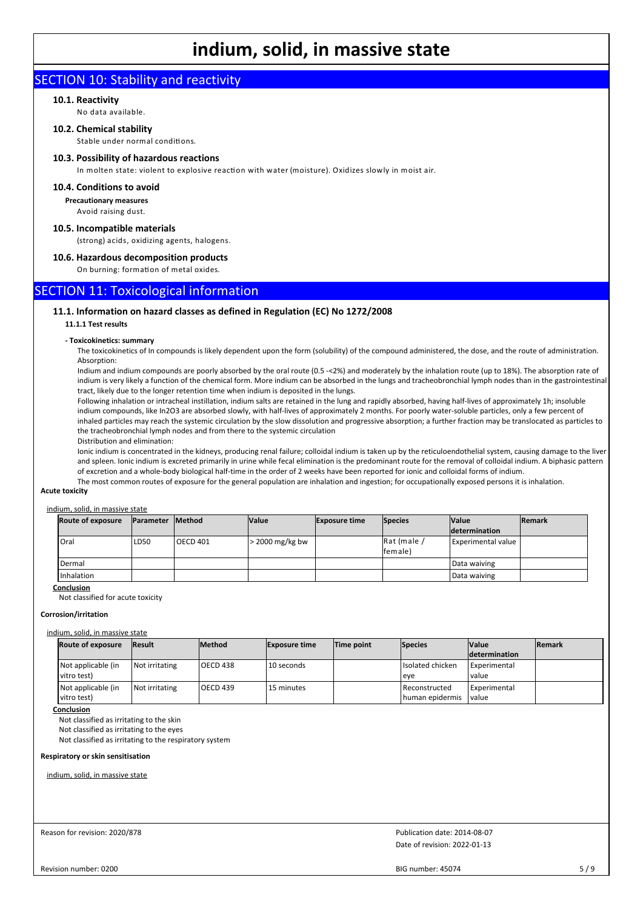## SECTION 10: Stability and reactivity

### 10.1. Reactivity

No data available.

### 10.2. Chemical stability

Stable under normal conditions.

### 10.3. Possibility of hazardous reactions

In molten state: violent to explosive reaction with water (moisture). Oxidizes slowly in moist air.

### 10.4. Conditions to avoid

**Precautionary measures**

Avoid raising dust.

### 10.5. Incompatible materials

(strong) acids, oxidizing agents, halogens.

### 10.6. Hazardous decomposition products

On burning: formation of metal oxides.

## SECTION 11: Toxicological information

### 11.1. Information on hazard classes as defined in Regulation (EC) No 1272/2008

**11.1.1 Test results**

**- Toxicokinetics: summary**

The toxicokinetics of In compounds is likely dependent upon the form (solubility) of the compound administered, the dose, and the route of administration.
Absorption:
Indium and indium compounds are poorly absorbed by the oral route (0.5 -<2%) and moderately by the inhalation route (up to 18%). The absorption rate of indium is very likely a function of the chemical form. More indium can be absorbed in the lungs and tracheobronchial lymph nodes than in the gastrointestinal tract, likely due to the longer retention time when indium is deposited in the lungs.
Following inhalation or intracheal instillation, indium salts are retained in the lung and rapidly absorbed, having half-lives of approximately 1h; insoluble indium compounds, like $In_2O_3$ are absorbed slowly, with half-lives of approximately 2 months. For poorly water-soluble particles, only a few percent of inhaled particles may reach the systemic circulation by the slow dissolution and progressive absorption; a further fraction may be translocated as particles to the tracheobronchial lymph nodes and from there to the systemic circulation
Distribution and elimination:
Ionic indium is concentrated in the kidneys, producing renal failure; colloidal indium is taken up by the reticuloendothelial system, causing damage to the liver and spleen. Ionic indium is excreted primarily in urine while fecal elimination is the predominant route for the removal of colloidal indium. A biphasic pattern of excretion and a whole-body biological half-time in the order of 2 weeks have been reported for ionic and colloidal forms of indium.
The most common routes of exposure for the general population are inhalation and ingestion; for occupationally exposed persons it is inhalation.

**Acute toxicity**

indium, solid, in massive state

| Route of exposure | Parameter | Method | Value | Exposure time | Species | Value determination | Remark |
|---|---|---|---|---|---|---|---|
| Oral | LD50 | OECD 401 | > 2000 mg/kg bw | | Rat (male / female) | Experimental value | |
| Dermal | | | | | | Data waiving | |
| Inhalation | | | | | | Data waiving | |

**Conclusion**

Not classified for acute toxicity

**Corrosion/irritation**

indium, solid, in massive state

| Route of exposure | Result | Method | Exposure time | Time point | Species | Value determination | Remark |
|---|---|---|---|---|---|---|---|
| Not applicable (in vitro test) | Not irritating | OECD 438 | 10 seconds | | Isolated chicken eye | Experimental value | |
| Not applicable (in vitro test) | Not irritating | OECD 439 | 15 minutes | | Reconstructed human epidermis | Experimental value | |

**Conclusion**

Not classified as irritating to the skin
Not classified as irritating to the eyes
Not classified as irritating to the respiratory system

**Respiratory or skin sensitisation**

indium, solid, in massive state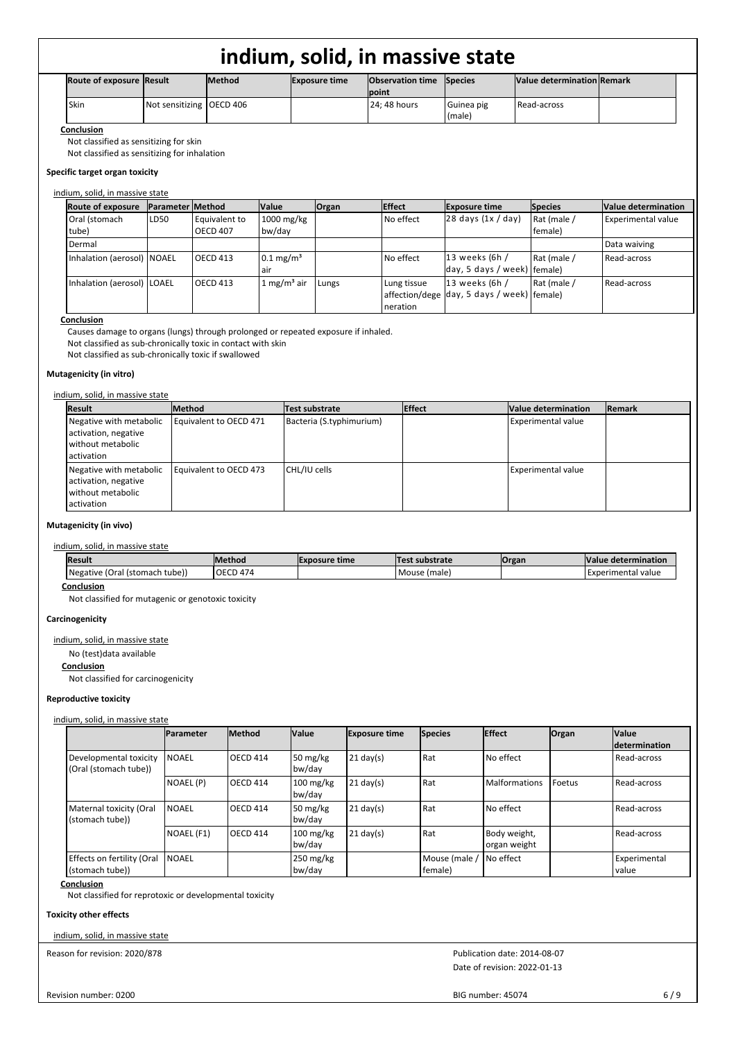| Route of exposure | Result | Method | Exposure time | Observation time point | Species | Value determination | Remark |
|---|---|---|---|---|---|---|---|
| Skin | Not sensitizing | OECD 406 | | 24; 48 hours | Guinea pig (male) | Read-across | |

**Conclusion**

Not classified as sensitizing for skin

Not classified as sensitizing for inhalation

**Specific target organ toxicity**

indium, solid, in massive state

| Route of exposure | Parameter | Method | Value | Organ | Effect | Exposure time | Species | Value determination |
|---|---|---|---|---|---|---|---|---|
| Oral (stomach tube) | LD50 | Equivalent to OECD 407 | 1000 mg/kg bw/day | | No effect | 28 days (1x / day) | Rat (male / female) | Experimental value |
| Dermal | | | | | | | | Data waiving |
| Inhalation (aerosol) | NOAEL | OECD 413 | 0.1 mg/m³ air | | No effect | 13 weeks (6h / day, 5 days / week) | Rat (male / female) | Read-across |
| Inhalation (aerosol) | LOAEL | OECD 413 | 1 mg/m³ air | Lungs | Lung tissue affection/degeneration | 13 weeks (6h / day, 5 days / week) | Rat (male / female) | Read-across |

**Conclusion**

Causes damage to organs (lungs) through prolonged or repeated exposure if inhaled.

Not classified as sub-chronically toxic in contact with skin

Not classified as sub-chronically toxic if swallowed

**Mutagenicity (in vitro)**

indium, solid, in massive state

| Result | Method | Test substrate | Effect | Value determination | Remark |
|---|---|---|---|---|---|
| Negative with metabolic activation, negative without metabolic activation | Equivalent to OECD 471 | Bacteria (S.typhimurium) | | Experimental value | |
| Negative with metabolic activation, negative without metabolic activation | Equivalent to OECD 473 | CHL/IU cells | | Experimental value | |

**Mutagenicity (in vivo)**

indium, solid, in massive state

| Result | Method | Exposure time | Test substrate | Organ | Value determination |
|---|---|---|---|---|---|
| Negative (Oral (stomach tube)) | OECD 474 | | Mouse (male) | | Experimental value |

**Conclusion**

Not classified for mutagenic or genotoxic toxicity

**Carcinogenicity**

indium, solid, in massive state

No (test)data available

**Conclusion**

Not classified for carcinogenicity

**Reproductive toxicity**

indium, solid, in massive state

| | Parameter | Method | Value | Exposure time | Species | Effect | Organ | Value determination |
|---|---|---|---|---|---|---|---|---|
| Developmental toxicity (Oral (stomach tube)) | NOAEL | OECD 414 | 50 mg/kg bw/day | 21 day(s) | Rat | No effect | | Read-across |
| | NOAEL (P) | OECD 414 | 100 mg/kg bw/day | 21 day(s) | Rat | Malformations | Foetus | Read-across |
| Maternal toxicity (Oral (stomach tube)) | NOAEL | OECD 414 | 50 mg/kg bw/day | 21 day(s) | Rat | No effect | | Read-across |
| | NOAEL (F1) | OECD 414 | 100 mg/kg bw/day | 21 day(s) | Rat | Body weight, organ weight | | Read-across |
| Effects on fertility (Oral (stomach tube)) | NOAEL | | 250 mg/kg bw/day | | Mouse (male / female) | No effect | | Experimental value |

**Conclusion**

Not classified for reprotoxic or developmental toxicity

**Toxicity other effects**

indium, solid, in massive state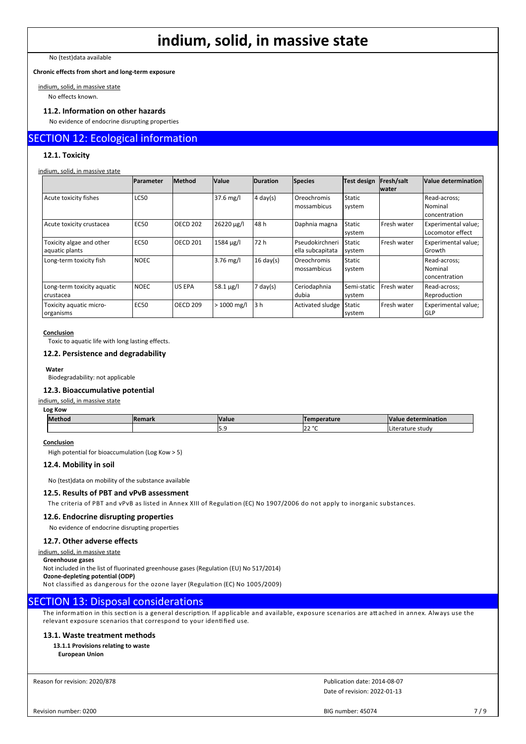No (test)data available

**Chronic effects from short and long-term exposure**

indium, solid, in massive state

No effects known.

### 11.2. Information on other hazards

No evidence of endocrine disrupting properties

## SECTION 12: Ecological information

### 12.1. Toxicity

indium, solid, in massive state

| | Parameter | Method | Value | Duration | Species | Test design | Fresh/salt water | Value determination |
|---|---|---|---|---|---|---|---|---|
| Acute toxicity fishes | LC50 | | 37.6 mg/l | 4 day(s) | Oreochromis mossambicus | Static system | | Read-across; Nominal concentration |
| Acute toxicity crustacea | EC50 | OECD 202 | 26220 µg/l | 48 h | Daphnia magna | Static system | Fresh water | Experimental value; Locomotor effect |
| Toxicity algae and other aquatic plants | EC50 | OECD 201 | 1584 µg/l | 72 h | Pseudokirchneriella subcapitata | Static system | Fresh water | Experimental value; Growth |
| Long-term toxicity fish | NOEC | | 3.76 mg/l | 16 day(s) | Oreochromis mossambicus | Static system | | Read-across; Nominal concentration |
| Long-term toxicity aquatic crustacea | NOEC | US EPA | 58.1 µg/l | 7 day(s) | Ceriodaphnia dubia | Semi-static system | Fresh water | Read-across; Reproduction |
| Toxicity aquatic micro-organisms | EC50 | OECD 209 | > 1000 mg/l | 3 h | Activated sludge | Static system | Fresh water | Experimental value; GLP |

**Conclusion**

Toxic to aquatic life with long lasting effects.

### 12.2. Persistence and degradability

**Water**

Biodegradability: not applicable

### 12.3. Bioaccumulative potential

indium, solid, in massive state

**Log Kow**

| Method | Remark | Value | Temperature | Value determination |
|---|---|---|---|---|
| | | 5.9 | 22 °C | Literature study |

**Conclusion**

High potential for bioaccumulation (Log Kow > 5)

### 12.4. Mobility in soil

No (test)data on mobility of the substance available

### 12.5. Results of PBT and vPvB assessment

The criteria of PBT and vPvB as listed in Annex XIII of Regulation (EC) No 1907/2006 do not apply to inorganic substances.

### 12.6. Endocrine disrupting properties

No evidence of endocrine disrupting properties

### 12.7. Other adverse effects

indium, solid, in massive state

**Greenhouse gases**

Not included in the list of fluorinated greenhouse gases (Regulation (EU) No 517/2014)

**Ozone-depleting potential (ODP)**

Not classified as dangerous for the ozone layer (Regulation (EC) No 1005/2009)

## SECTION 13: Disposal considerations

The information in this section is a general description. If applicable and available, exposure scenarios are attached in annex. Always use the relevant exposure scenarios that correspond to your identified use.

### 13.1. Waste treatment methods

**13.1.1 Provisions relating to waste**

**European Union**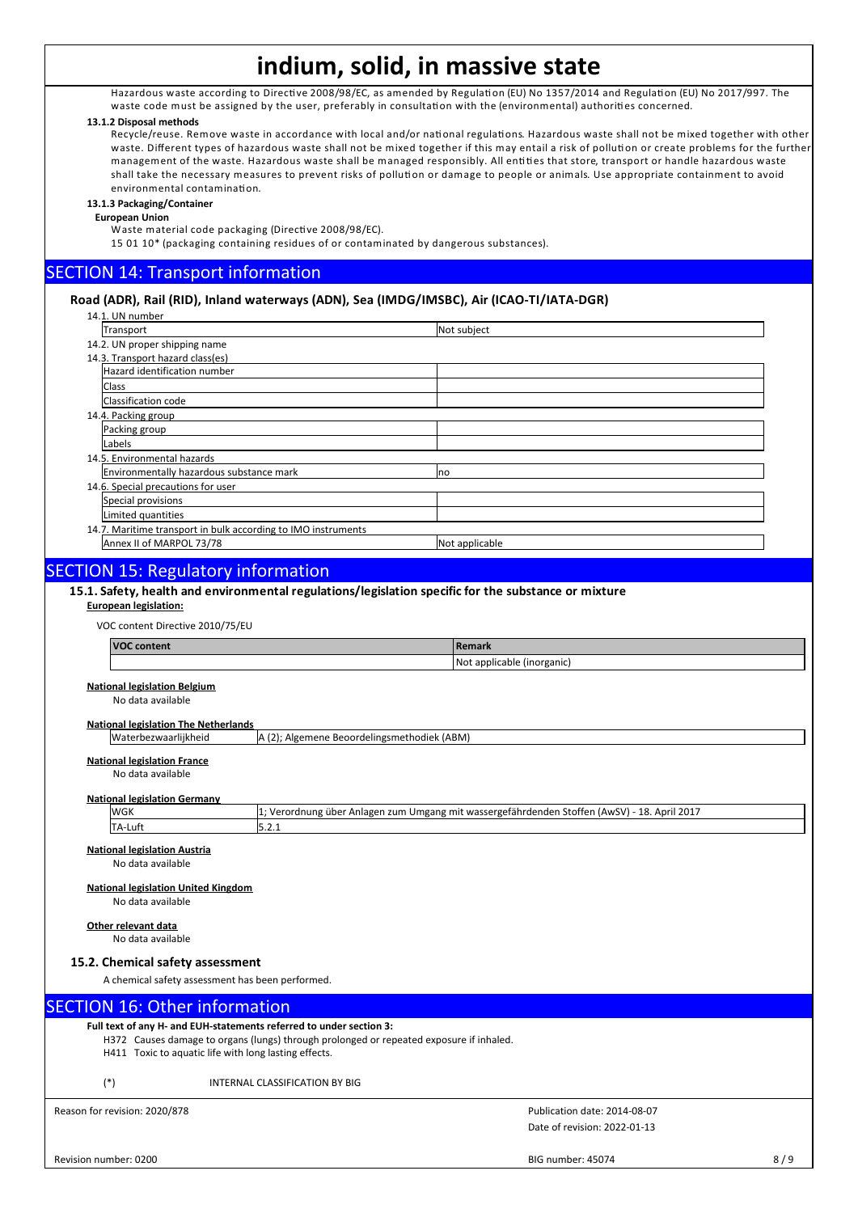Hazardous waste according to Directive 2008/98/EC, as amended by Regulation (EU) No 1357/2014 and Regulation (EU) No 2017/997. The waste code must be assigned by the user, preferably in consultation with the (environmental) authorities concerned.

**13.1.2 Disposal methods**

Recycle/reuse. Remove waste in accordance with local and/or national regulations. Hazardous waste shall not be mixed together with other waste. Different types of hazardous waste shall not be mixed together if this may entail a risk of pollution or create problems for the further management of the waste. Hazardous waste shall be managed responsibly. All entities that store, transport or handle hazardous waste shall take the necessary measures to prevent risks of pollution or damage to people or animals. Use appropriate containment to avoid environmental contamination.

**13.1.3 Packaging/Container**

**European Union**

Waste material code packaging (Directive 2008/98/EC).

15 01 10* (packaging containing residues of or contaminated by dangerous substances).

## SECTION 14: Transport information

**Road (ADR), Rail (RID), Inland waterways (ADN), Sea (IMDG/IMSBC), Air (ICAO-TI/IATA-DGR)**

14.1. UN number

| Transport | Not subject |
|---|---|

14.2. UN proper shipping name

14.3. Transport hazard class(es)

| Hazard identification number | |
|---|---|
| Class | |
| Classification code | |

14.4. Packing group

| Packing group | |
|---|---|
| Labels | |

14.5. Environmental hazards

| Environmentally hazardous substance mark | no |
|---|---|

14.6. Special precautions for user

| Special provisions | |
|---|---|
| Limited quantities | |

14.7. Maritime transport in bulk according to IMO instruments

| Annex II of MARPOL 73/78 | Not applicable |
|---|---|

## SECTION 15: Regulatory information

### 15.1. Safety, health and environmental regulations/legislation specific for the substance or mixture

**European legislation:**

VOC content Directive 2010/75/EU

| VOC content | Remark |
|---|---|
| | Not applicable (inorganic) |

**National legislation Belgium**

No data available

**National legislation The Netherlands**

| Waterbezwaarlijkheid | A (2); Algemene Beoordelingsmethodiek (ABM) |
|---|---|

**National legislation France**

No data available

**National legislation Germany**

| WGK | 1; Verordnung über Anlagen zum Umgang mit wassergefährdenden Stoffen (AwSV) - 18. April 2017 |
|---|---|
| TA-Luft | 5.2.1 |

**National legislation Austria**

No data available

**National legislation United Kingdom**

No data available

**Other relevant data**

No data available

### 15.2. Chemical safety assessment

A chemical safety assessment has been performed.

## SECTION 16: Other information

**Full text of any H- and EUH-statements referred to under section 3:**

H372 Causes damage to organs (lungs) through prolonged or repeated exposure if inhaled.
H411 Toxic to aquatic life with long lasting effects.

(*) INTERNAL CLASSIFICATION BY BIG

Reason for revision: 2020/878

Publication date: 2014-08-07
Date of revision: 2022-01-13

Revision number: 0200

BIG number: 45074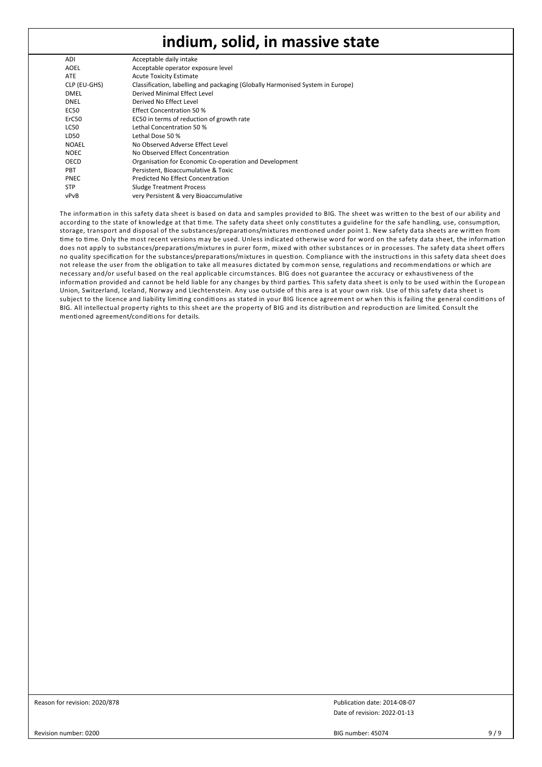| | |
|---|---|
| ADI | Acceptable daily intake |
| AOEL | Acceptable operator exposure level |
| ATE | Acute Toxicity Estimate |
| CLP (EU-GHS) | Classification, labelling and packaging (Globally Harmonised System in Europe) |
| DMEL | Derived Minimal Effect Level |
| DNEL | Derived No Effect Level |
| EC50 | Effect Concentration 50 % |
| ErC50 | EC50 in terms of reduction of growth rate |
| LC50 | Lethal Concentration 50 % |
| LD50 | Lethal Dose 50 % |
| NOAEL | No Observed Adverse Effect Level |
| NOEC | No Observed Effect Concentration |
| OECD | Organisation for Economic Co-operation and Development |
| PBT | Persistent, Bioaccumulative & Toxic |
| PNEC | Predicted No Effect Concentration |
| STP | Sludge Treatment Process |
| vPvB | very Persistent & very Bioaccumulative |

The information in this safety data sheet is based on data and samples provided to BIG. The sheet was written to the best of our ability and according to the state of knowledge at that time. The safety data sheet only constitutes a guideline for the safe handling, use, consumption, storage, transport and disposal of the substances/preparations/mixtures mentioned under point 1. New safety data sheets are written from time to time. Only the most recent versions may be used. Unless indicated otherwise word for word on the safety data sheet, the information does not apply to substances/preparations/mixtures in purer form, mixed with other substances or in processes. The safety data sheet offers no quality specification for the substances/preparations/mixtures in question. Compliance with the instructions in this safety data sheet does not release the user from the obligation to take all measures dictated by common sense, regulations and recommendations or which are necessary and/or useful based on the real applicable circumstances. BIG does not guarantee the accuracy or exhaustiveness of the information provided and cannot be held liable for any changes by third parties. This safety data sheet is only to be used within the European Union, Switzerland, Iceland, Norway and Liechtenstein. Any use outside of this area is at your own risk. Use of this safety data sheet is subject to the licence and liability limiting conditions as stated in your BIG licence agreement or when this is failing the general conditions of BIG. All intellectual property rights to this sheet are the property of BIG and its distribution and reproduction are limited. Consult the mentioned agreement/conditions for details.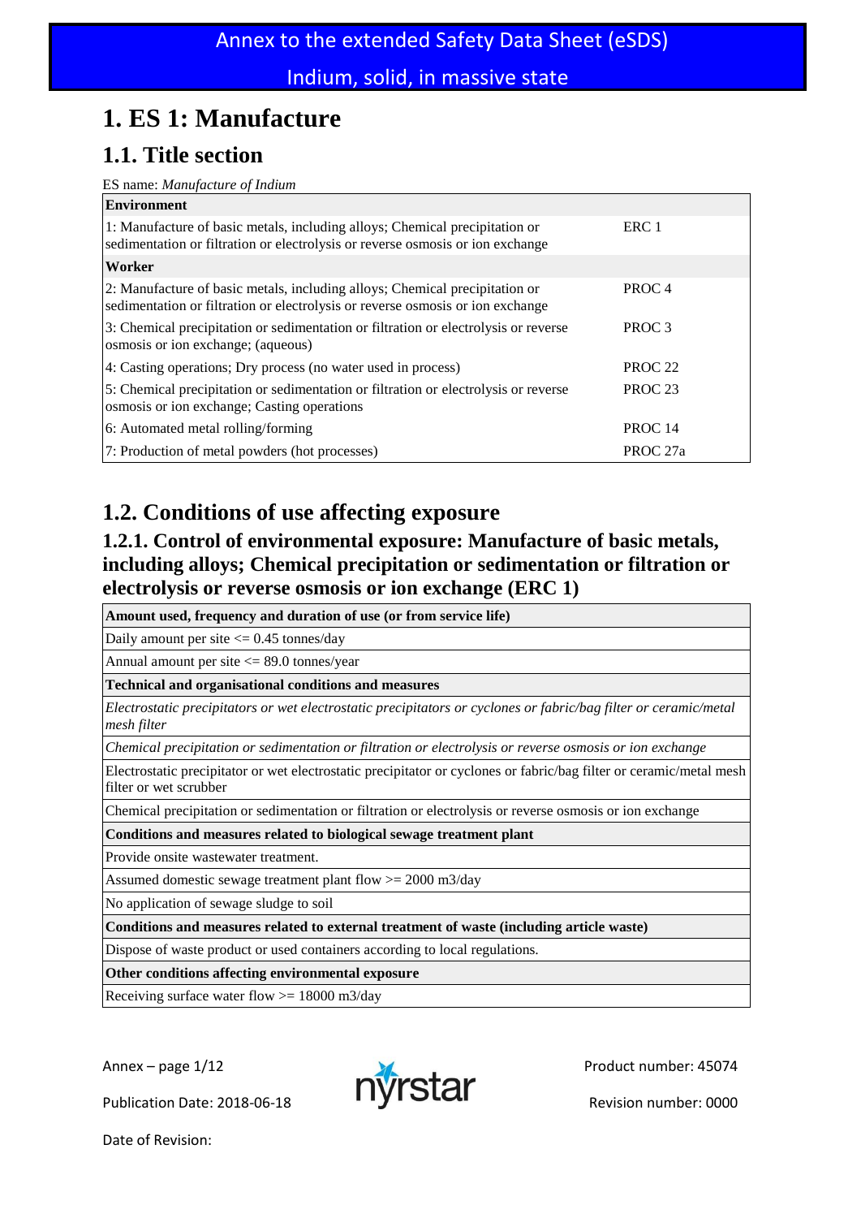Annex to the extended Safety Data Sheet (eSDS)

Indium, solid, in massive state

# 1. ES 1: Manufacture

## 1.1. Title section

ES name: *Manufacture of Indium*

| **Environment** | |
|---|---|
| 1: Manufacture of basic metals, including alloys; Chemical precipitation or sedimentation or filtration or electrolysis or reverse osmosis or ion exchange | ERC 1 |
| **Worker** | |
| 2: Manufacture of basic metals, including alloys; Chemical precipitation or sedimentation or filtration or electrolysis or reverse osmosis or ion exchange | PROC 4 |
| 3: Chemical precipitation or sedimentation or filtration or electrolysis or reverse osmosis or ion exchange; (aqueous) | PROC 3 |
| 4: Casting operations; Dry process (no water used in process) | PROC 22 |
| 5: Chemical precipitation or sedimentation or filtration or electrolysis or reverse osmosis or ion exchange; Casting operations | PROC 23 |
| 6: Automated metal rolling/forming | PROC 14 |
| 7: Production of metal powders (hot processes) | PROC 27a |

## 1.2. Conditions of use affecting exposure

### 1.2.1. Control of environmental exposure: Manufacture of basic metals, including alloys; Chemical precipitation or sedimentation or filtration or electrolysis or reverse osmosis or ion exchange (ERC 1)

| **Amount used, frequency and duration of use (or from service life)** |
|---|
| Daily amount per site <= 0.45 tonnes/day |
| Annual amount per site <= 89.0 tonnes/year |
| **Technical and organisational conditions and measures** |
| *Electrostatic precipitators or wet electrostatic precipitators or cyclones or fabric/bag filter or ceramic/metal mesh filter* |
| *Chemical precipitation or sedimentation or filtration or electrolysis or reverse osmosis or ion exchange* |
| Electrostatic precipitator or wet electrostatic precipitator or cyclones or fabric/bag filter or ceramic/metal mesh filter or wet scrubber |
| Chemical precipitation or sedimentation or filtration or electrolysis or reverse osmosis or ion exchange |
| **Conditions and measures related to biological sewage treatment plant** |
| Provide onsite wastewater treatment. |
| Assumed domestic sewage treatment plant flow >= 2000 m3/day |
| No application of sewage sludge to soil |
| **Conditions and measures related to external treatment of waste (including article waste)** |
| Dispose of waste product or used containers according to local regulations. |
| **Other conditions affecting environmental exposure** |
| Receiving surface water flow >= 18000 m3/day |

Publication Date: 2018-06-18

Date of Revision:

Product number: 45074

Revision number: 0000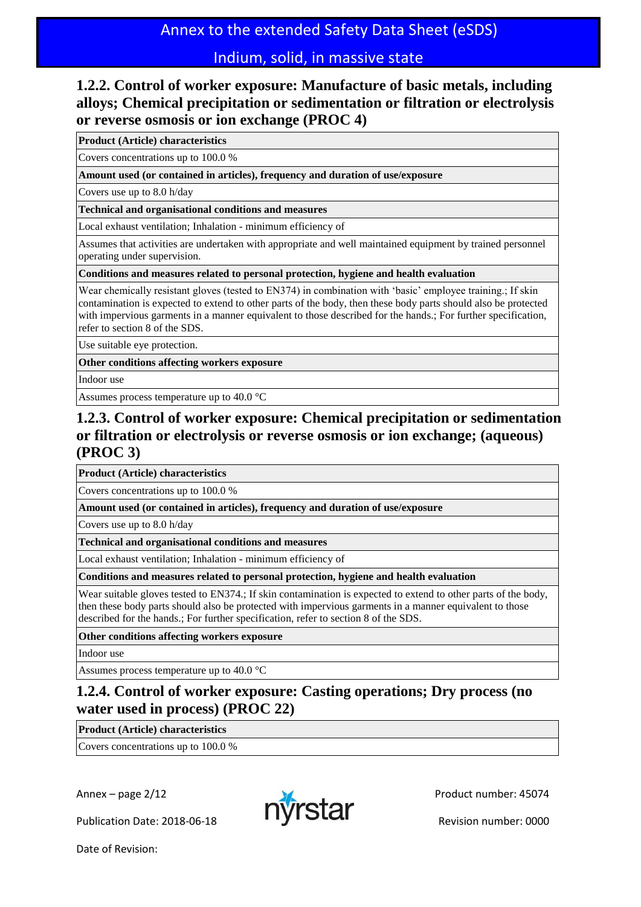### 1.2.2. Control of worker exposure: Manufacture of basic metals, including alloys; Chemical precipitation or sedimentation or filtration or electrolysis or reverse osmosis or ion exchange (PROC 4)

| **Product (Article) characteristics** |
|---|
| Covers concentrations up to 100.0 % |
| **Amount used (or contained in articles), frequency and duration of use/exposure** |
| Covers use up to 8.0 h/day |
| **Technical and organisational conditions and measures** |
| Local exhaust ventilation; Inhalation - minimum efficiency of |
| Assumes that activities are undertaken with appropriate and well maintained equipment by trained personnel operating under supervision. |
| **Conditions and measures related to personal protection, hygiene and health evaluation** |
| Wear chemically resistant gloves (tested to EN374) in combination with 'basic' employee training.; If skin contamination is expected to extend to other parts of the body, then these body parts should also be protected with impervious garments in a manner equivalent to those described for the hands.; For further specification, refer to section 8 of the SDS. |
| Use suitable eye protection. |
| **Other conditions affecting workers exposure** |
| Indoor use |
| Assumes process temperature up to 40.0 °C |

### 1.2.3. Control of worker exposure: Chemical precipitation or sedimentation or filtration or electrolysis or reverse osmosis or ion exchange; (aqueous) (PROC 3)

| **Product (Article) characteristics** |
|---|
| Covers concentrations up to 100.0 % |
| **Amount used (or contained in articles), frequency and duration of use/exposure** |
| Covers use up to 8.0 h/day |
| **Technical and organisational conditions and measures** |
| Local exhaust ventilation; Inhalation - minimum efficiency of |
| **Conditions and measures related to personal protection, hygiene and health evaluation** |
| Wear suitable gloves tested to EN374.; If skin contamination is expected to extend to other parts of the body, then these body parts should also be protected with impervious garments in a manner equivalent to those described for the hands.; For further specification, refer to section 8 of the SDS. |
| **Other conditions affecting workers exposure** |
| Indoor use |
| Assumes process temperature up to 40.0 °C |

### 1.2.4. Control of worker exposure: Casting operations; Dry process (no water used in process) (PROC 22)

| **Product (Article) characteristics** |
|---|
| Covers concentrations up to 100.0 % |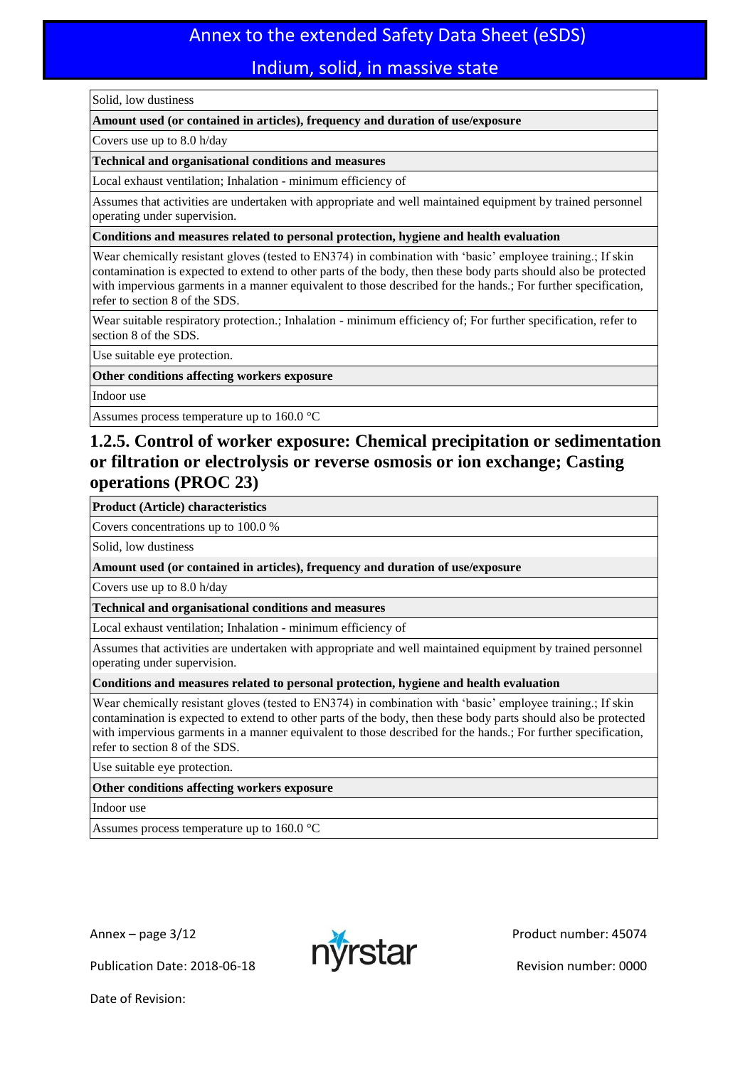| Solid, low dustiness |
|---|
| **Amount used (or contained in articles), frequency and duration of use/exposure** |
| Covers use up to 8.0 h/day |
| **Technical and organisational conditions and measures** |
| Local exhaust ventilation; Inhalation - minimum efficiency of |
| Assumes that activities are undertaken with appropriate and well maintained equipment by trained personnel operating under supervision. |
| **Conditions and measures related to personal protection, hygiene and health evaluation** |
| Wear chemically resistant gloves (tested to EN374) in combination with 'basic' employee training.; If skin contamination is expected to extend to other parts of the body, then these body parts should also be protected with impervious garments in a manner equivalent to those described for the hands.; For further specification, refer to section 8 of the SDS. |
| Wear suitable respiratory protection.; Inhalation - minimum efficiency of; For further specification, refer to section 8 of the SDS. |
| Use suitable eye protection. |
| **Other conditions affecting workers exposure** |
| Indoor use |
| Assumes process temperature up to 160.0 °C |

### 1.2.5. Control of worker exposure: Chemical precipitation or sedimentation or filtration or electrolysis or reverse osmosis or ion exchange; Casting operations (PROC 23)

| **Product (Article) characteristics** |
|---|
| Covers concentrations up to 100.0 % |
| Solid, low dustiness |
| **Amount used (or contained in articles), frequency and duration of use/exposure** |
| Covers use up to 8.0 h/day |
| **Technical and organisational conditions and measures** |
| Local exhaust ventilation; Inhalation - minimum efficiency of |
| Assumes that activities are undertaken with appropriate and well maintained equipment by trained personnel operating under supervision. |
| **Conditions and measures related to personal protection, hygiene and health evaluation** |
| Wear chemically resistant gloves (tested to EN374) in combination with 'basic' employee training.; If skin contamination is expected to extend to other parts of the body, then these body parts should also be protected with impervious garments in a manner equivalent to those described for the hands.; For further specification, refer to section 8 of the SDS. |
| Use suitable eye protection. |
| **Other conditions affecting workers exposure** |
| Indoor use |
| Assumes process temperature up to 160.0 °C |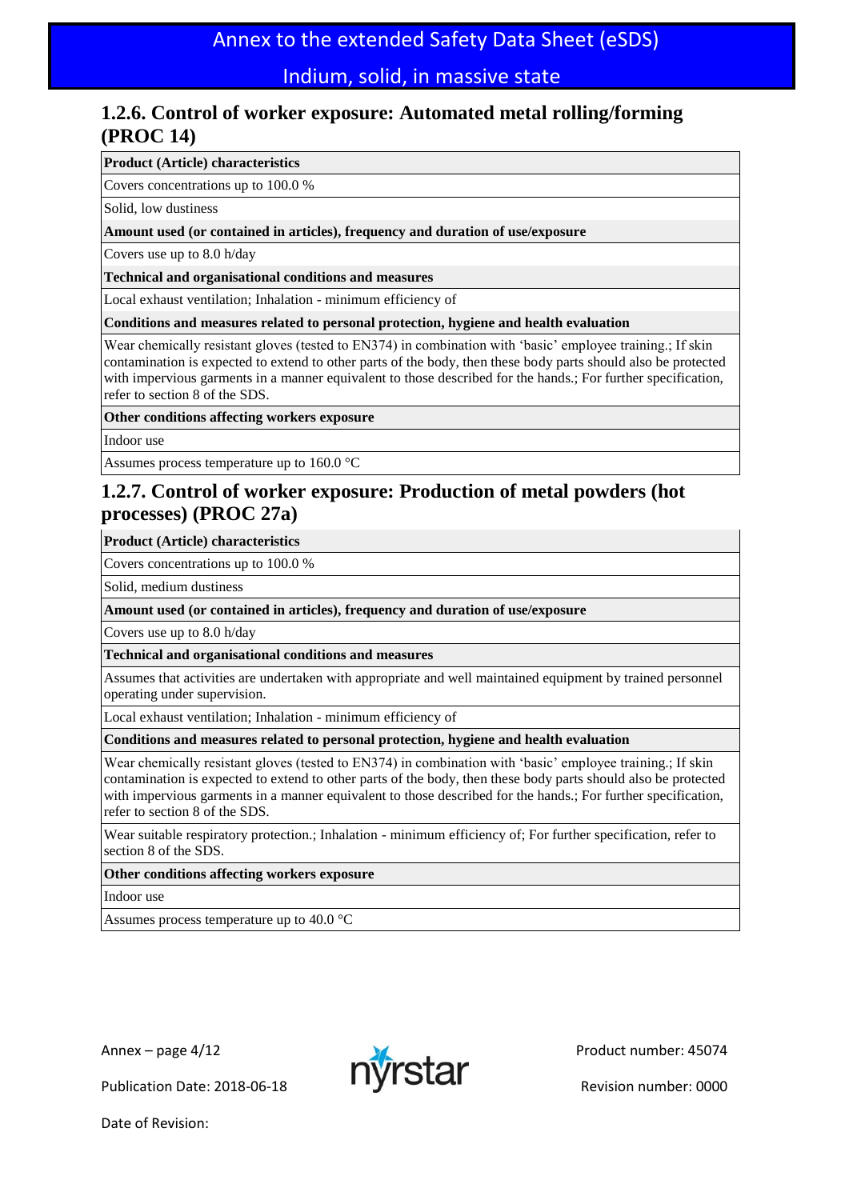## 1.2.6. Control of worker exposure: Automated metal rolling/forming (PROC 14)

| **Product (Article) characteristics** |
|---|
| Covers concentrations up to 100.0 % |
| Solid, low dustiness |
| **Amount used (or contained in articles), frequency and duration of use/exposure** |
| Covers use up to 8.0 h/day |
| **Technical and organisational conditions and measures** |
| Local exhaust ventilation; Inhalation - minimum efficiency of |
| **Conditions and measures related to personal protection, hygiene and health evaluation** |
| Wear chemically resistant gloves (tested to EN374) in combination with 'basic' employee training.; If skin contamination is expected to extend to other parts of the body, then these body parts should also be protected with impervious garments in a manner equivalent to those described for the hands.; For further specification, refer to section 8 of the SDS. |
| **Other conditions affecting workers exposure** |
| Indoor use |
| Assumes process temperature up to 160.0 °C |

## 1.2.7. Control of worker exposure: Production of metal powders (hot processes) (PROC 27a)

| **Product (Article) characteristics** |
|---|
| Covers concentrations up to 100.0 % |
| Solid, medium dustiness |
| **Amount used (or contained in articles), frequency and duration of use/exposure** |
| Covers use up to 8.0 h/day |
| **Technical and organisational conditions and measures** |
| Assumes that activities are undertaken with appropriate and well maintained equipment by trained personnel operating under supervision. |
| Local exhaust ventilation; Inhalation - minimum efficiency of |
| **Conditions and measures related to personal protection, hygiene and health evaluation** |
| Wear chemically resistant gloves (tested to EN374) in combination with 'basic' employee training.; If skin contamination is expected to extend to other parts of the body, then these body parts should also be protected with impervious garments in a manner equivalent to those described for the hands.; For further specification, refer to section 8 of the SDS. |
| Wear suitable respiratory protection.; Inhalation - minimum efficiency of; For further specification, refer to section 8 of the SDS. |
| **Other conditions affecting workers exposure** |
| Indoor use |
| Assumes process temperature up to 40.0 °C |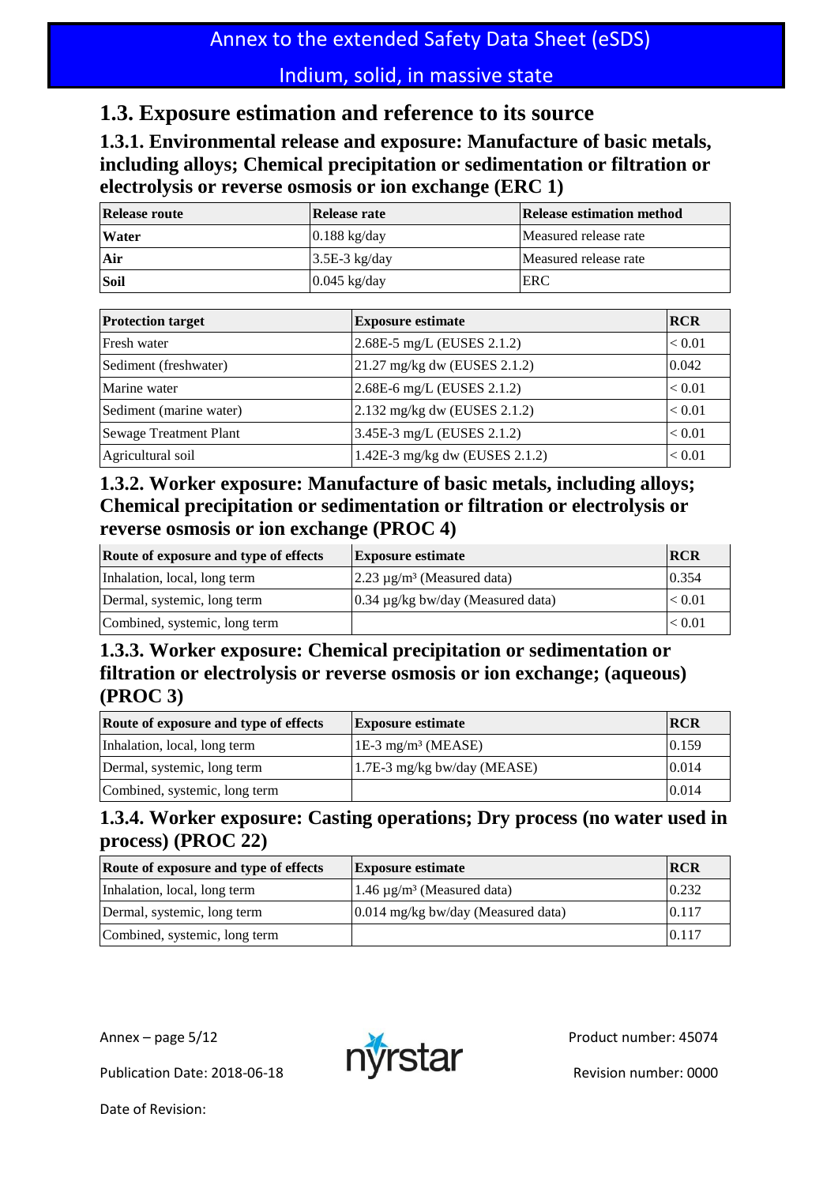## 1.3. Exposure estimation and reference to its source

### 1.3.1. Environmental release and exposure: Manufacture of basic metals, including alloys; Chemical precipitation or sedimentation or filtration or electrolysis or reverse osmosis or ion exchange (ERC 1)

| Release route | Release rate | Release estimation method |
|---|---|---|
| **Water** | 0.188 kg/day | Measured release rate |
| **Air** | 3.5E-3 kg/day | Measured release rate |
| **Soil** | 0.045 kg/day | ERC |

| Protection target | Exposure estimate | RCR |
|---|---|---|
| Fresh water | 2.68E-5 mg/L (EUSES 2.1.2) | < 0.01 |
| Sediment (freshwater) | 21.27 mg/kg dw (EUSES 2.1.2) | 0.042 |
| Marine water | 2.68E-6 mg/L (EUSES 2.1.2) | < 0.01 |
| Sediment (marine water) | 2.132 mg/kg dw (EUSES 2.1.2) | < 0.01 |
| Sewage Treatment Plant | 3.45E-3 mg/L (EUSES 2.1.2) | < 0.01 |
| Agricultural soil | 1.42E-3 mg/kg dw (EUSES 2.1.2) | < 0.01 |

### 1.3.2. Worker exposure: Manufacture of basic metals, including alloys; Chemical precipitation or sedimentation or filtration or electrolysis or reverse osmosis or ion exchange (PROC 4)

| Route of exposure and type of effects | Exposure estimate | RCR |
|---|---|---|
| Inhalation, local, long term | 2.23 µg/m³ (Measured data) | 0.354 |
| Dermal, systemic, long term | 0.34 µg/kg bw/day (Measured data) | < 0.01 |
| Combined, systemic, long term | | < 0.01 |

### 1.3.3. Worker exposure: Chemical precipitation or sedimentation or filtration or electrolysis or reverse osmosis or ion exchange; (aqueous) (PROC 3)

| Route of exposure and type of effects | Exposure estimate | RCR |
|---|---|---|
| Inhalation, local, long term | 1E-3 mg/m³ (MEASE) | 0.159 |
| Dermal, systemic, long term | 1.7E-3 mg/kg bw/day (MEASE) | 0.014 |
| Combined, systemic, long term | | 0.014 |

### 1.3.4. Worker exposure: Casting operations; Dry process (no water used in process) (PROC 22)

| Route of exposure and type of effects | Exposure estimate | RCR |
|---|---|---|
| Inhalation, local, long term | 1.46 µg/m³ (Measured data) | 0.232 |
| Dermal, systemic, long term | 0.014 mg/kg bw/day (Measured data) | 0.117 |
| Combined, systemic, long term | | 0.117 |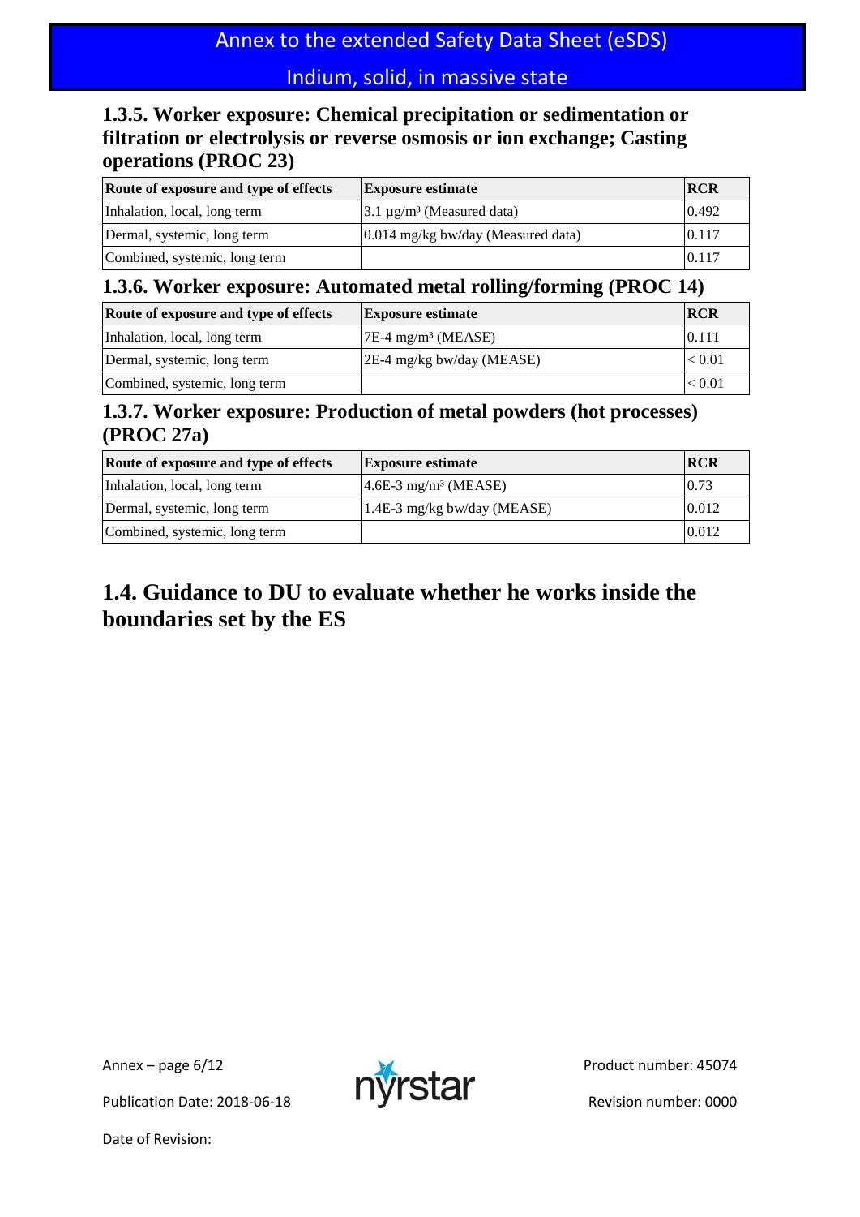### 1.3.5. Worker exposure: Chemical precipitation or sedimentation or filtration or electrolysis or reverse osmosis or ion exchange; Casting operations (PROC 23)

| Route of exposure and type of effects | Exposure estimate | RCR |
|---|---|---|
| Inhalation, local, long term | 3.1 µg/m³ (Measured data) | 0.492 |
| Dermal, systemic, long term | 0.014 mg/kg bw/day (Measured data) | 0.117 |
| Combined, systemic, long term | | 0.117 |

### 1.3.6. Worker exposure: Automated metal rolling/forming (PROC 14)

| Route of exposure and type of effects | Exposure estimate | RCR |
|---|---|---|
| Inhalation, local, long term | 7E-4 mg/m³ (MEASE) | 0.111 |
| Dermal, systemic, long term | 2E-4 mg/kg bw/day (MEASE) | < 0.01 |
| Combined, systemic, long term | | < 0.01 |

### 1.3.7. Worker exposure: Production of metal powders (hot processes) (PROC 27a)

| Route of exposure and type of effects | Exposure estimate | RCR |
|---|---|---|
| Inhalation, local, long term | 4.6E-3 mg/m³ (MEASE) | 0.73 |
| Dermal, systemic, long term | 1.4E-3 mg/kg bw/day (MEASE) | 0.012 |
| Combined, systemic, long term | | 0.012 |

## 1.4. Guidance to DU to evaluate whether he works inside the boundaries set by the ES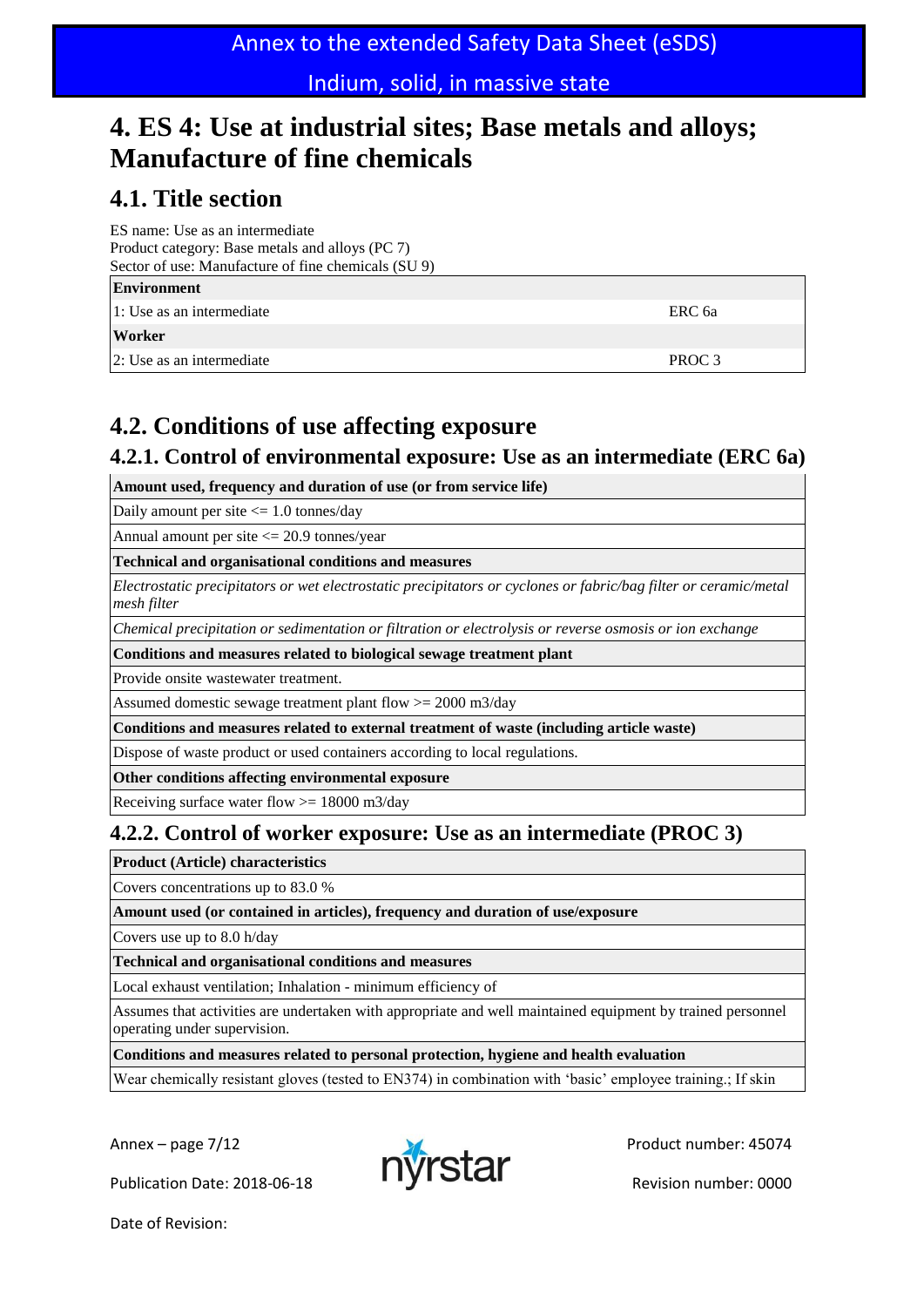# 4. ES 4: Use at industrial sites; Base metals and alloys; Manufacture of fine chemicals

## 4.1. Title section

ES name: Use as an intermediate
Product category: Base metals and alloys (PC 7)
Sector of use: Manufacture of fine chemicals (SU 9)

| **Environment** | |
|---|---|
| 1: Use as an intermediate | ERC 6a |
| **Worker** | |
| 2: Use as an intermediate | PROC 3 |

## 4.2. Conditions of use affecting exposure

### 4.2.1. Control of environmental exposure: Use as an intermediate (ERC 6a)

| **Amount used, frequency and duration of use (or from service life)** |
|---|
| Daily amount per site <= 1.0 tonnes/day |
| Annual amount per site <= 20.9 tonnes/year |
| **Technical and organisational conditions and measures** |
| *Electrostatic precipitators or wet electrostatic precipitators or cyclones or fabric/bag filter or ceramic/metal mesh filter* |
| *Chemical precipitation or sedimentation or filtration or electrolysis or reverse osmosis or ion exchange* |
| **Conditions and measures related to biological sewage treatment plant** |
| Provide onsite wastewater treatment. |
| Assumed domestic sewage treatment plant flow >= 2000 m3/day |
| **Conditions and measures related to external treatment of waste (including article waste)** |
| Dispose of waste product or used containers according to local regulations. |
| **Other conditions affecting environmental exposure** |
| Receiving surface water flow >= 18000 m3/day |

### 4.2.2. Control of worker exposure: Use as an intermediate (PROC 3)

| **Product (Article) characteristics** |
|---|
| Covers concentrations up to 83.0 % |
| **Amount used (or contained in articles), frequency and duration of use/exposure** |
| Covers use up to 8.0 h/day |
| **Technical and organisational conditions and measures** |
| Local exhaust ventilation; Inhalation - minimum efficiency of |
| Assumes that activities are undertaken with appropriate and well maintained equipment by trained personnel operating under supervision. |
| **Conditions and measures related to personal protection, hygiene and health evaluation** |
| Wear chemically resistant gloves (tested to EN374) in combination with 'basic' employee training.; If skin |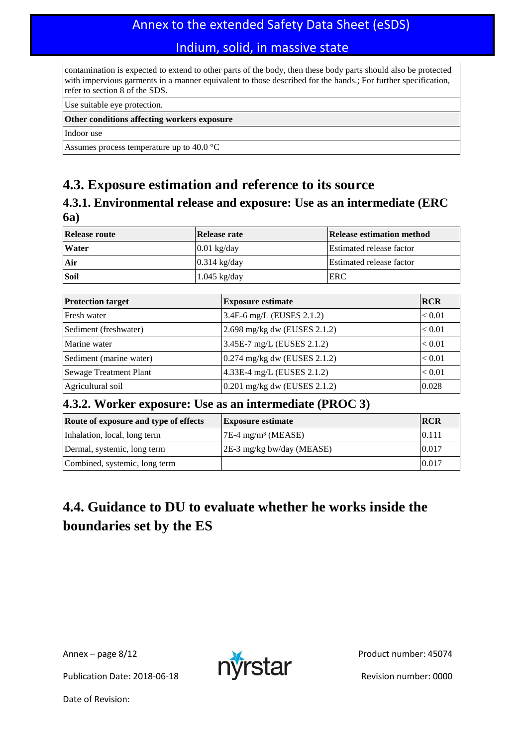| contamination is expected to extend to other parts of the body, then these body parts should also be protected with impervious garments in a manner equivalent to those described for the hands.; For further specification, refer to section 8 of the SDS. |
| --- |
| Use suitable eye protection. |
| **Other conditions affecting workers exposure** |
| Indoor use |
| Assumes process temperature up to 40.0 °C |

## 4.3. Exposure estimation and reference to its source

### 4.3.1. Environmental release and exposure: Use as an intermediate (ERC 6a)

| Release route | Release rate | Release estimation method |
| --- | --- | --- |
| **Water** | 0.01 kg/day | Estimated release factor |
| **Air** | 0.314 kg/day | Estimated release factor |
| **Soil** | 1.045 kg/day | ERC |

| Protection target | Exposure estimate | RCR |
| --- | --- | --- |
| Fresh water | 3.4E-6 mg/L (EUSES 2.1.2) | < 0.01 |
| Sediment (freshwater) | 2.698 mg/kg dw (EUSES 2.1.2) | < 0.01 |
| Marine water | 3.45E-7 mg/L (EUSES 2.1.2) | < 0.01 |
| Sediment (marine water) | 0.274 mg/kg dw (EUSES 2.1.2) | < 0.01 |
| Sewage Treatment Plant | 4.33E-4 mg/L (EUSES 2.1.2) | < 0.01 |
| Agricultural soil | 0.201 mg/kg dw (EUSES 2.1.2) | 0.028 |

### 4.3.2. Worker exposure: Use as an intermediate (PROC 3)

| Route of exposure and type of effects | Exposure estimate | RCR |
| --- | --- | --- |
| Inhalation, local, long term | 7E-4 mg/m³ (MEASE) | 0.111 |
| Dermal, systemic, long term | 2E-3 mg/kg bw/day (MEASE) | 0.017 |
| Combined, systemic, long term | | 0.017 |

## 4.4. Guidance to DU to evaluate whether he works inside the boundaries set by the ES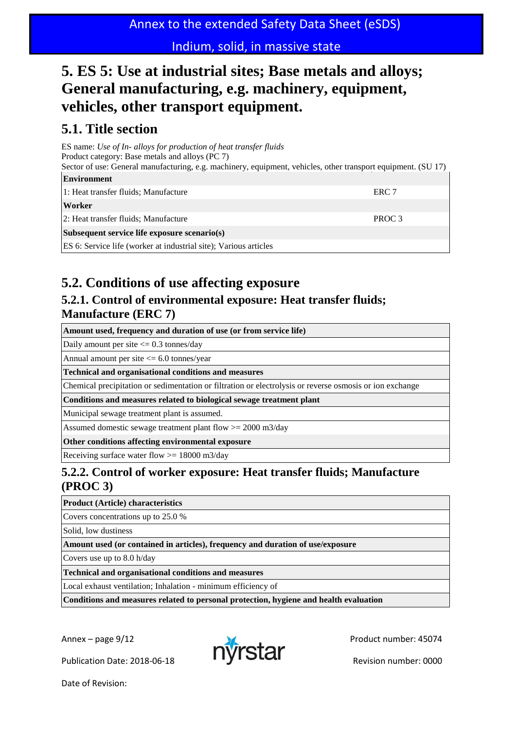# 5. ES 5: Use at industrial sites; Base metals and alloys; General manufacturing, e.g. machinery, equipment, vehicles, other transport equipment.

## 5.1. Title section

ES name: *Use of In- alloys for production of heat transfer fluids*
Product category: Base metals and alloys (PC 7)
Sector of use: General manufacturing, e.g. machinery, equipment, vehicles, other transport equipment. (SU 17)

| **Environment** | |
|---|---|
| 1: Heat transfer fluids; Manufacture | ERC 7 |
| **Worker** | |
| 2: Heat transfer fluids; Manufacture | PROC 3 |
| **Subsequent service life exposure scenario(s)** | |
| ES 6: Service life (worker at industrial site); Various articles | |

## 5.2. Conditions of use affecting exposure

### 5.2.1. Control of environmental exposure: Heat transfer fluids; Manufacture (ERC 7)

| **Amount used, frequency and duration of use (or from service life)** |
|---|
| Daily amount per site <= 0.3 tonnes/day |
| Annual amount per site <= 6.0 tonnes/year |
| **Technical and organisational conditions and measures** |
| Chemical precipitation or sedimentation or filtration or electrolysis or reverse osmosis or ion exchange |
| **Conditions and measures related to biological sewage treatment plant** |
| Municipal sewage treatment plant is assumed. |
| Assumed domestic sewage treatment plant flow >= 2000 m3/day |
| **Other conditions affecting environmental exposure** |
| Receiving surface water flow >= 18000 m3/day |

### 5.2.2. Control of worker exposure: Heat transfer fluids; Manufacture (PROC 3)

| **Product (Article) characteristics** |
|---|
| Covers concentrations up to 25.0 % |
| Solid, low dustiness |
| **Amount used (or contained in articles), frequency and duration of use/exposure** |
| Covers use up to 8.0 h/day |
| **Technical and organisational conditions and measures** |
| Local exhaust ventilation; Inhalation - minimum efficiency of |
| **Conditions and measures related to personal protection, hygiene and health evaluation** |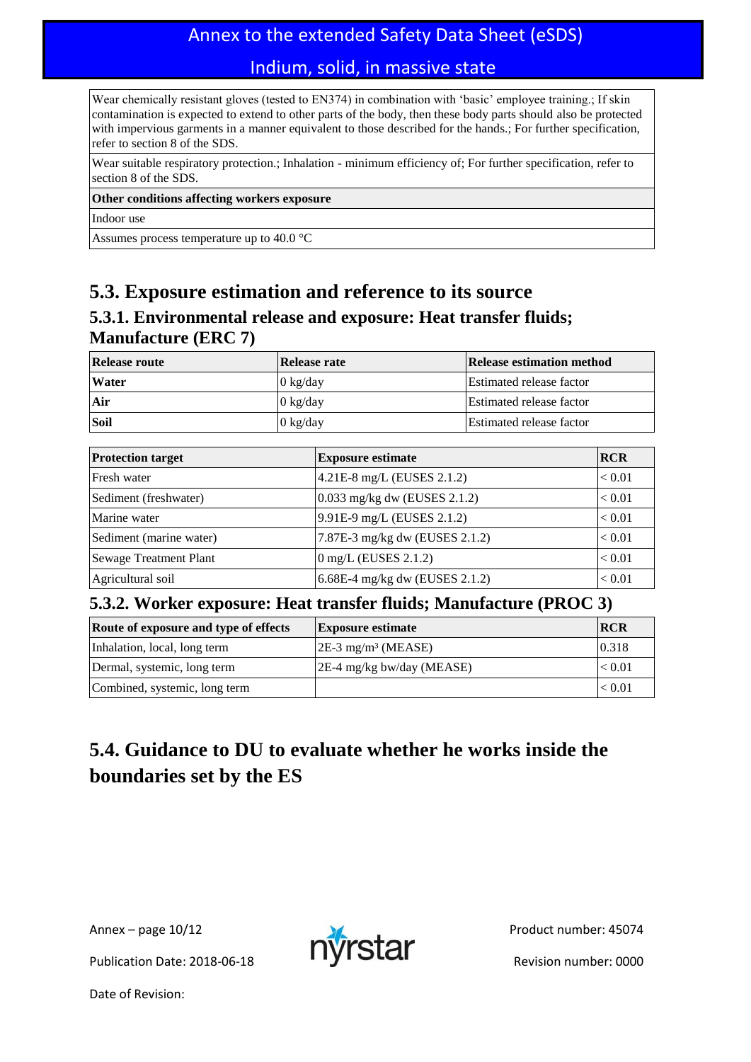| |
|---|
| Wear chemically resistant gloves (tested to EN374) in combination with 'basic' employee training.; If skin contamination is expected to extend to other parts of the body, then these body parts should also be protected with impervious garments in a manner equivalent to those described for the hands.; For further specification, refer to section 8 of the SDS. |
| Wear suitable respiratory protection.; Inhalation - minimum efficiency of; For further specification, refer to section 8 of the SDS. |
| **Other conditions affecting workers exposure** |
| Indoor use |
| Assumes process temperature up to 40.0 °C |

## 5.3. Exposure estimation and reference to its source

### 5.3.1. Environmental release and exposure: Heat transfer fluids; Manufacture (ERC 7)

| Release route | Release rate | Release estimation method |
|---|---|---|
| **Water** | 0 kg/day | Estimated release factor |
| **Air** | 0 kg/day | Estimated release factor |
| **Soil** | 0 kg/day | Estimated release factor |

| Protection target | Exposure estimate | RCR |
|---|---|---|
| Fresh water | 4.21E-8 mg/L (EUSES 2.1.2) | < 0.01 |
| Sediment (freshwater) | 0.033 mg/kg dw (EUSES 2.1.2) | < 0.01 |
| Marine water | 9.91E-9 mg/L (EUSES 2.1.2) | < 0.01 |
| Sediment (marine water) | 7.87E-3 mg/kg dw (EUSES 2.1.2) | < 0.01 |
| Sewage Treatment Plant | 0 mg/L (EUSES 2.1.2) | < 0.01 |
| Agricultural soil | 6.68E-4 mg/kg dw (EUSES 2.1.2) | < 0.01 |

### 5.3.2. Worker exposure: Heat transfer fluids; Manufacture (PROC 3)

| Route of exposure and type of effects | Exposure estimate | RCR |
|---|---|---|
| Inhalation, local, long term | 2E-3 mg/m³ (MEASE) | 0.318 |
| Dermal, systemic, long term | 2E-4 mg/kg bw/day (MEASE) | < 0.01 |
| Combined, systemic, long term | | < 0.01 |

## 5.4. Guidance to DU to evaluate whether he works inside the boundaries set by the ES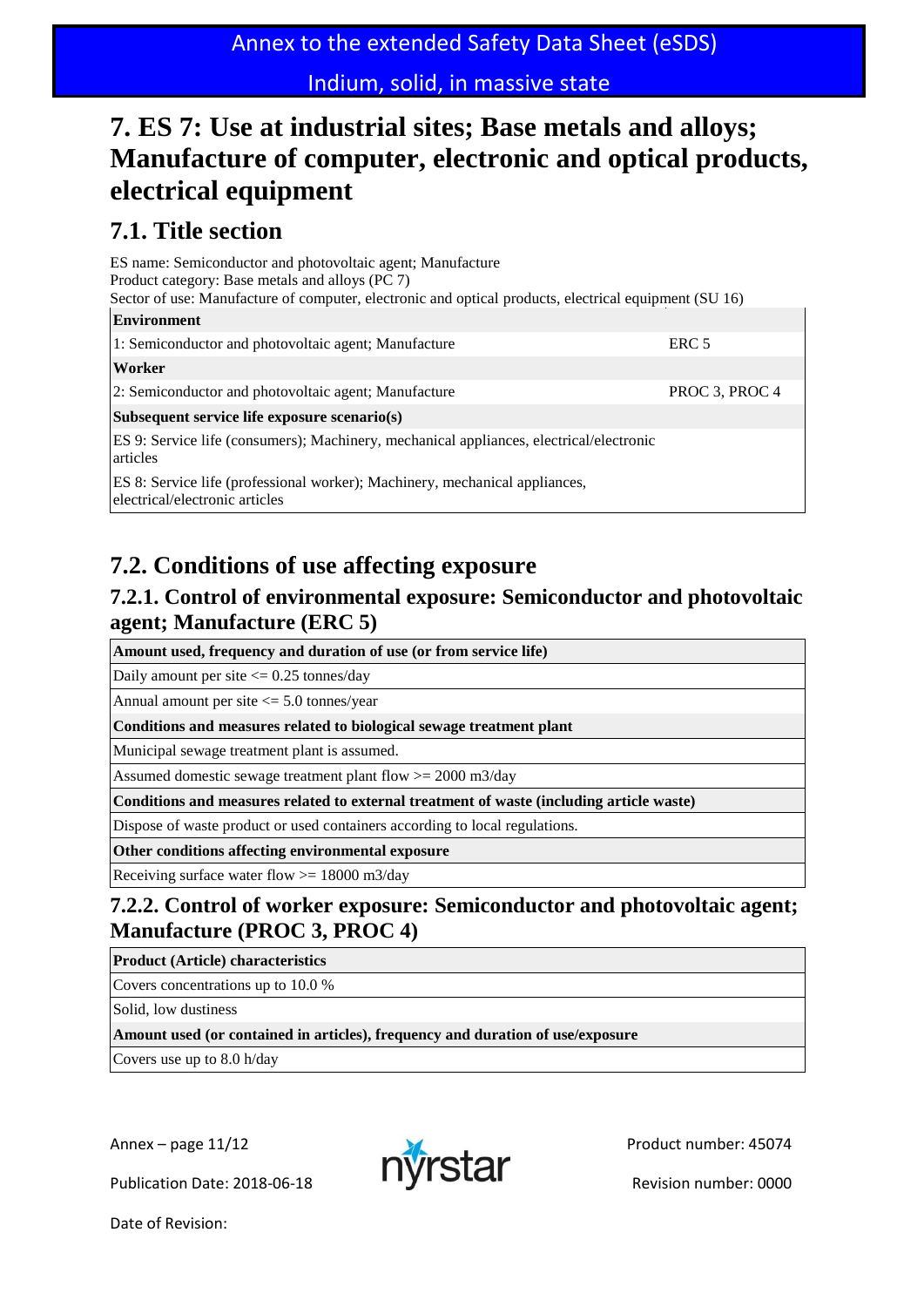# 7. ES 7: Use at industrial sites; Base metals and alloys; Manufacture of computer, electronic and optical products, electrical equipment

## 7.1. Title section

ES name: Semiconductor and photovoltaic agent; Manufacture
Product category: Base metals and alloys (PC 7)
Sector of use: Manufacture of computer, electronic and optical products, electrical equipment (SU 16)

| **Environment** | |
|---|---|
| 1: Semiconductor and photovoltaic agent; Manufacture | ERC 5 |
| **Worker** | |
| 2: Semiconductor and photovoltaic agent; Manufacture | PROC 3, PROC 4 |
| **Subsequent service life exposure scenario(s)** | |
| ES 9: Service life (consumers); Machinery, mechanical appliances, electrical/electronic articles | |
| ES 8: Service life (professional worker); Machinery, mechanical appliances, electrical/electronic articles | |

## 7.2. Conditions of use affecting exposure

### 7.2.1. Control of environmental exposure: Semiconductor and photovoltaic agent; Manufacture (ERC 5)

| **Amount used, frequency and duration of use (or from service life)** |
|---|
| Daily amount per site <= 0.25 tonnes/day |
| Annual amount per site <= 5.0 tonnes/year |
| **Conditions and measures related to biological sewage treatment plant** |
| Municipal sewage treatment plant is assumed. |
| Assumed domestic sewage treatment plant flow >= 2000 m3/day |
| **Conditions and measures related to external treatment of waste (including article waste)** |
| Dispose of waste product or used containers according to local regulations. |
| **Other conditions affecting environmental exposure** |
| Receiving surface water flow >= 18000 m3/day |

### 7.2.2. Control of worker exposure: Semiconductor and photovoltaic agent; Manufacture (PROC 3, PROC 4)

| **Product (Article) characteristics** |
|---|
| Covers concentrations up to 10.0 % |
| Solid, low dustiness |
| **Amount used (or contained in articles), frequency and duration of use/exposure** |
| Covers use up to 8.0 h/day |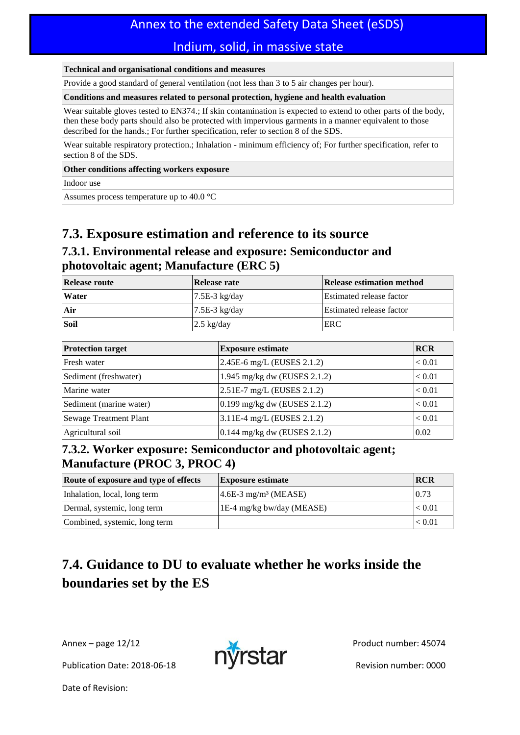| Technical and organisational conditions and measures |
|---|
| Provide a good standard of general ventilation (not less than 3 to 5 air changes per hour). |
| **Conditions and measures related to personal protection, hygiene and health evaluation** |
| Wear suitable gloves tested to EN374.; If skin contamination is expected to extend to other parts of the body, then these body parts should also be protected with impervious garments in a manner equivalent to those described for the hands.; For further specification, refer to section 8 of the SDS. |
| Wear suitable respiratory protection.; Inhalation - minimum efficiency of; For further specification, refer to section 8 of the SDS. |
| **Other conditions affecting workers exposure** |
| Indoor use |
| Assumes process temperature up to 40.0 °C |

## 7.3. Exposure estimation and reference to its source

### 7.3.1. Environmental release and exposure: Semiconductor and photovoltaic agent; Manufacture (ERC 5)

| Release route | Release rate | Release estimation method |
|---|---|---|
| **Water** | 7.5E-3 kg/day | Estimated release factor |
| **Air** | 7.5E-3 kg/day | Estimated release factor |
| **Soil** | 2.5 kg/day | ERC |

| Protection target | Exposure estimate | RCR |
|---|---|---|
| Fresh water | 2.45E-6 mg/L (EUSES 2.1.2) | < 0.01 |
| Sediment (freshwater) | 1.945 mg/kg dw (EUSES 2.1.2) | < 0.01 |
| Marine water | 2.51E-7 mg/L (EUSES 2.1.2) | < 0.01 |
| Sediment (marine water) | 0.199 mg/kg dw (EUSES 2.1.2) | < 0.01 |
| Sewage Treatment Plant | 3.11E-4 mg/L (EUSES 2.1.2) | < 0.01 |
| Agricultural soil | 0.144 mg/kg dw (EUSES 2.1.2) | 0.02 |

### 7.3.2. Worker exposure: Semiconductor and photovoltaic agent; Manufacture (PROC 3, PROC 4)

| Route of exposure and type of effects | Exposure estimate | RCR |
|---|---|---|
| Inhalation, local, long term | 4.6E-3 mg/m³ (MEASE) | 0.73 |
| Dermal, systemic, long term | 1E-4 mg/kg bw/day (MEASE) | < 0.01 |
| Combined, systemic, long term | | < 0.01 |

## 7.4. Guidance to DU to evaluate whether he works inside the boundaries set by the ES